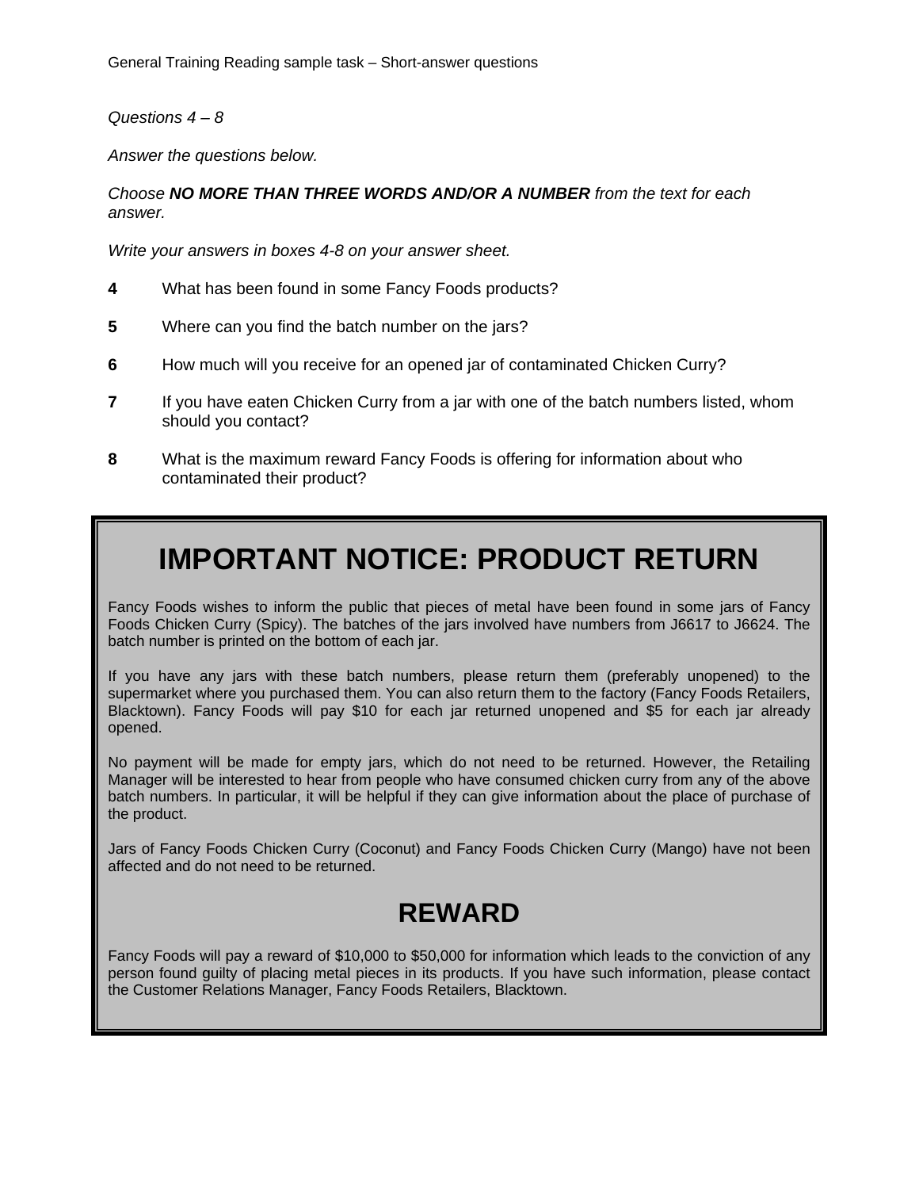General Training Reading sample task – Short-answer questions

*Questions 4 – 8*

*Answer the questions below.*

*Choose* ***NO MORE THAN THREE WORDS AND/OR A NUMBER*** *from the text for each answer.*

*Write your answers in boxes 4-8 on your answer sheet.*

**4** What has been found in some Fancy Foods products?

**5** Where can you find the batch number on the jars?

**6** How much will you receive for an opened jar of contaminated Chicken Curry?

**7** If you have eaten Chicken Curry from a jar with one of the batch numbers listed, whom should you contact?

**8** What is the maximum reward Fancy Foods is offering for information about who contaminated their product?

# IMPORTANT NOTICE: PRODUCT RETURN

Fancy Foods wishes to inform the public that pieces of metal have been found in some jars of Fancy Foods Chicken Curry (Spicy). The batches of the jars involved have numbers from J6617 to J6624. The batch number is printed on the bottom of each jar.

If you have any jars with these batch numbers, please return them (preferably unopened) to the supermarket where you purchased them. You can also return them to the factory (Fancy Foods Retailers, Blacktown). Fancy Foods will pay $10 for each jar returned unopened and $5 for each jar already opened.

No payment will be made for empty jars, which do not need to be returned. However, the Retailing Manager will be interested to hear from people who have consumed chicken curry from any of the above batch numbers. In particular, it will be helpful if they can give information about the place of purchase of the product.

Jars of Fancy Foods Chicken Curry (Coconut) and Fancy Foods Chicken Curry (Mango) have not been affected and do not need to be returned.

## REWARD

Fancy Foods will pay a reward of $10,000 to $50,000 for information which leads to the conviction of any person found guilty of placing metal pieces in its products. If you have such information, please contact the Customer Relations Manager, Fancy Foods Retailers, Blacktown.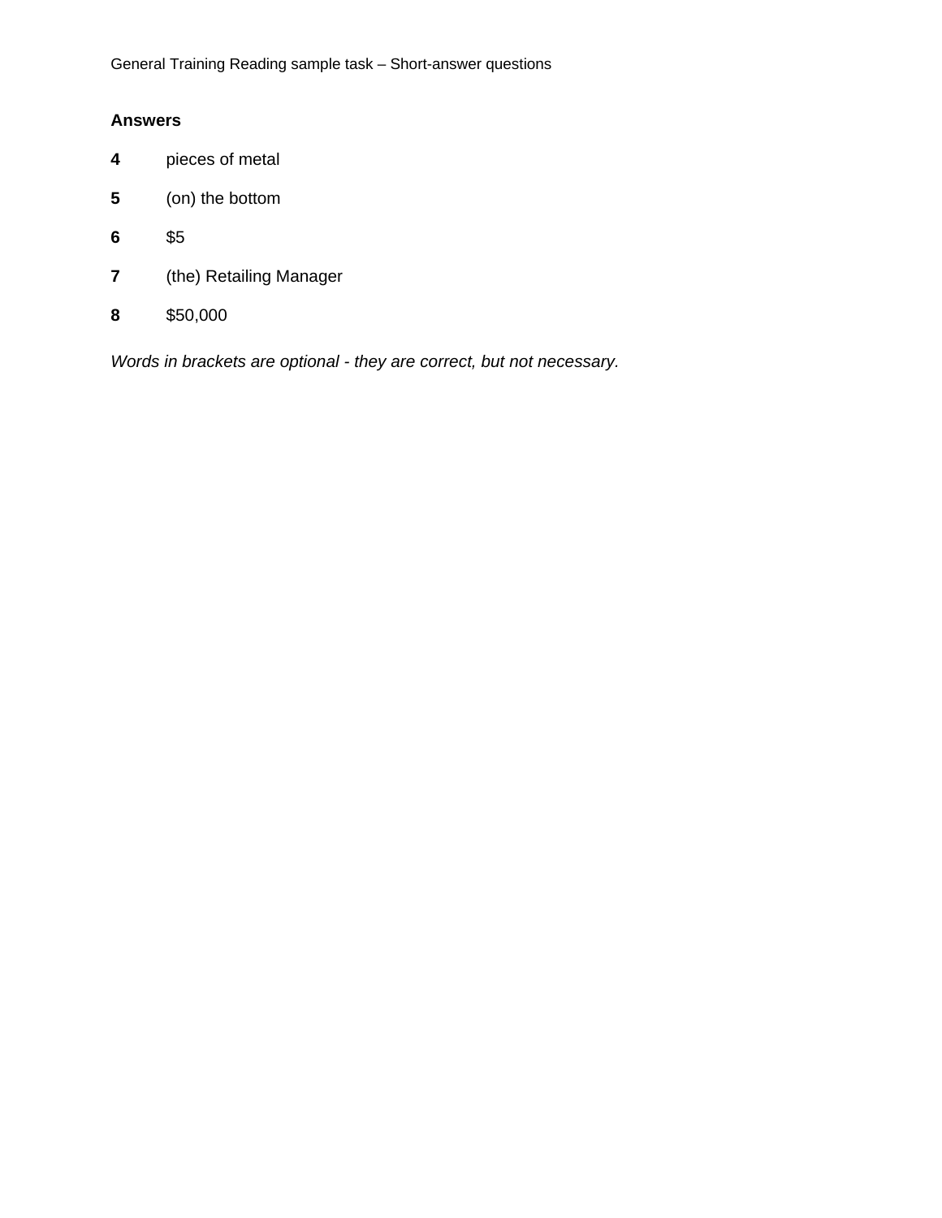**Answers**

**4** pieces of metal

**5** (on) the bottom

**6** $5

**7** (the) Retailing Manager

**8** $50,000

*Words in brackets are optional - they are correct, but not necessary.*